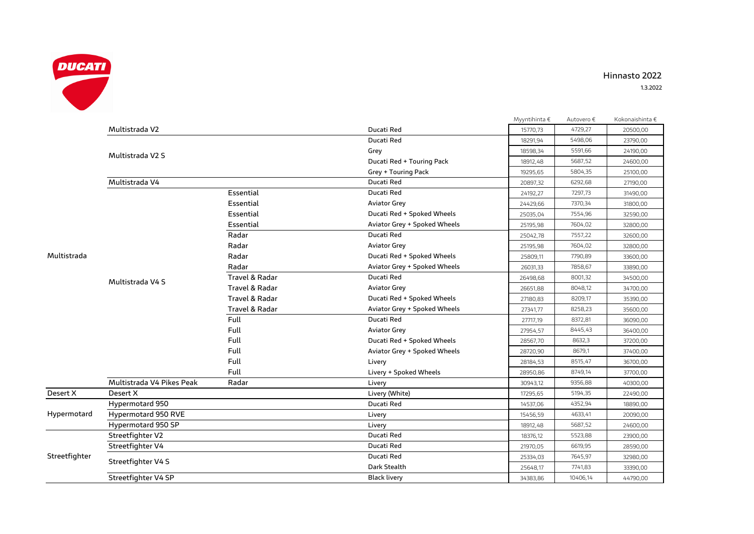# Hinnasto 2022

1.3.2022

| | | | | Myyntihinta € | Autovero € | Kokonaishinta € |
|---|---|---|---|---|---|---|
| Multistrada | Multistrada V2 | | Ducati Red | 15770,73 | 4729,27 | 20500,00 |
| | Multistrada V2 S | | Ducati Red | 18291,94 | 5498,06 | 23790,00 |
| | | | Grey | 18598,34 | 5591,66 | 24190,00 |
| | | | Ducati Red + Touring Pack | 18912,48 | 5687,52 | 24600,00 |
| | | | Grey + Touring Pack | 19295,65 | 5804,35 | 25100,00 |
| | Multistrada V4 | | Ducati Red | 20897,32 | 6292,68 | 27190,00 |
| | Multistrada V4 S | Essential | Ducati Red | 24192,27 | 7297,73 | 31490,00 |
| | | Essential | Aviator Grey | 24429,66 | 7370,34 | 31800,00 |
| | | Essential | Ducati Red + Spoked Wheels | 25035,04 | 7554,96 | 32590,00 |
| | | Essential | Aviator Grey + Spoked Wheels | 25195,98 | 7604,02 | 32800,00 |
| | | Radar | Ducati Red | 25042,78 | 7557,22 | 32600,00 |
| | | Radar | Aviator Grey | 25195,98 | 7604,02 | 32800,00 |
| | | Radar | Ducati Red + Spoked Wheels | 25809,11 | 7790,89 | 33600,00 |
| | | Radar | Aviator Grey + Spoked Wheels | 26031,33 | 7858,67 | 33890,00 |
| | | Travel & Radar | Ducati Red | 26498,68 | 8001,32 | 34500,00 |
| | | Travel & Radar | Aviator Grey | 26651,88 | 8048,12 | 34700,00 |
| | | Travel & Radar | Ducati Red + Spoked Wheels | 27180,83 | 8209,17 | 35390,00 |
| | | Travel & Radar | Aviator Grey + Spoked Wheels | 27341,77 | 8258,23 | 35600,00 |
| | | Full | Ducati Red | 27717,19 | 8372,81 | 36090,00 |
| | | Full | Aviator Grey | 27954,57 | 8445,43 | 36400,00 |
| | | Full | Ducati Red + Spoked Wheels | 28567,70 | 8632,3 | 37200,00 |
| | | Full | Aviator Grey + Spoked Wheels | 28720,90 | 8679,1 | 37400,00 |
| | | Full | Livery | 28184,53 | 8515,47 | 36700,00 |
| | | Full | Livery + Spoked Wheels | 28950,86 | 8749,14 | 37700,00 |
| | Multistrada V4 Pikes Peak | Radar | Livery | 30943,12 | 9356,88 | 40300,00 |
| Desert X | Desert X | | Livery (White) | 17295,65 | 5194,35 | 22490,00 |
| Hypermotard | Hypermotard 950 | | Ducati Red | 14537,06 | 4352,94 | 18890,00 |
| | Hypermotard 950 RVE | | Livery | 15456,59 | 4633,41 | 20090,00 |
| | Hypermotard 950 SP | | Livery | 18912,48 | 5687,52 | 24600,00 |
| Streetfighter | Streetfighter V2 | | Ducati Red | 18376,12 | 5523,88 | 23900,00 |
| | Streetfighter V4 | | Ducati Red | 21970,05 | 6619,95 | 28590,00 |
| | Streetfighter V4 S | | Ducati Red | 25334,03 | 7645,97 | 32980,00 |
| | | | Dark Stealth | 25648,17 | 7741,83 | 33390,00 |
| | Streetfighter V4 SP | | Black livery | 34383,86 | 10406,14 | 44790,00 |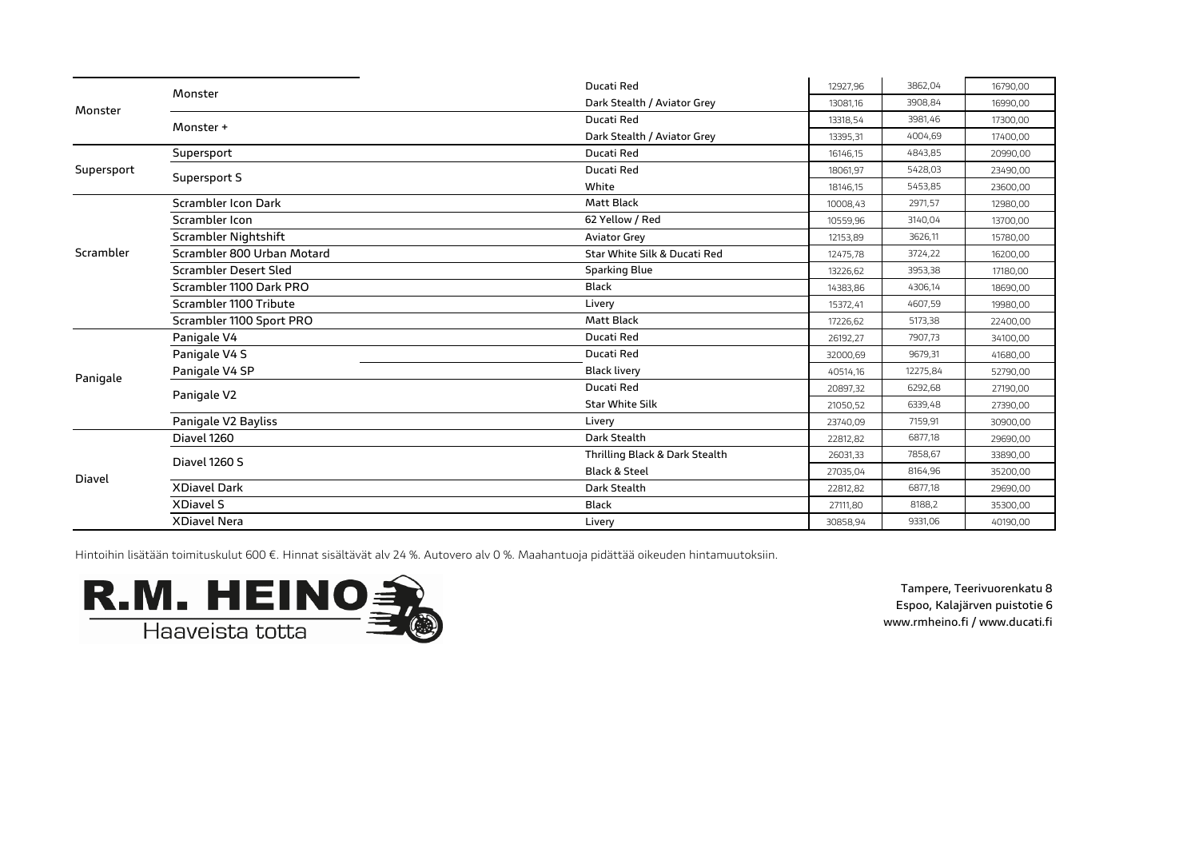| | | | | | |
|---|---|---|---|---|---|
| Monster | Monster | Ducati Red | 12927,96 | 3862,04 | 16790,00 |
| | | Dark Stealth / Aviator Grey | 13081,16 | 3908,84 | 16990,00 |
| | Monster + | Ducati Red | 13318,54 | 3981,46 | 17300,00 |
| | | Dark Stealth / Aviator Grey | 13395,31 | 4004,69 | 17400,00 |
| Supersport | Supersport | Ducati Red | 16146,15 | 4843,85 | 20990,00 |
| | Supersport S | Ducati Red | 18061,97 | 5428,03 | 23490,00 |
| | | White | 18146,15 | 5453,85 | 23600,00 |
| Scrambler | Scrambler Icon Dark | Matt Black | 10008,43 | 2971,57 | 12980,00 |
| | Scrambler Icon | 62 Yellow / Red | 10559,96 | 3140,04 | 13700,00 |
| | Scrambler Nightshift | Aviator Grey | 12153,89 | 3626,11 | 15780,00 |
| | Scrambler 800 Urban Motard | Star White Silk & Ducati Red | 12475,78 | 3724,22 | 16200,00 |
| | Scrambler Desert Sled | Sparking Blue | 13226,62 | 3953,38 | 17180,00 |
| | Scrambler 1100 Dark PRO | Black | 14383,86 | 4306,14 | 18690,00 |
| | Scrambler 1100 Tribute | Livery | 15372,41 | 4607,59 | 19980,00 |
| | Scrambler 1100 Sport PRO | Matt Black | 17226,62 | 5173,38 | 22400,00 |
| Panigale | Panigale V4 | Ducati Red | 26192,27 | 7907,73 | 34100,00 |
| | Panigale V4 S | Ducati Red | 32000,69 | 9679,31 | 41680,00 |
| | Panigale V4 SP | Black livery | 40514,16 | 12275,84 | 52790,00 |
| | Panigale V2 | Ducati Red | 20897,32 | 6292,68 | 27190,00 |
| | | Star White Silk | 21050,52 | 6339,48 | 27390,00 |
| | Panigale V2 Bayliss | Livery | 23740,09 | 7159,91 | 30900,00 |
| Diavel | Diavel 1260 | Dark Stealth | 22812,82 | 6877,18 | 29690,00 |
| | Diavel 1260 S | Thrilling Black & Dark Stealth | 26031,33 | 7858,67 | 33890,00 |
| | | Black & Steel | 27035,04 | 8164,96 | 35200,00 |
| | XDiavel Dark | Dark Stealth | 22812,82 | 6877,18 | 29690,00 |
| | XDiavel S | Black | 27111,80 | 8188,2 | 35300,00 |
| | XDiavel Nera | Livery | 30858,94 | 9331,06 | 40190,00 |

Hintoihin lisätään toimituskulut 600 €. Hinnat sisältävät alv 24 %. Autovero alv 0 %. Maahantuoja pidättää oikeuden hintamuutoksiin.

**R.M. HEINO**
Haaveista totta

Tampere, Teerivuorenkatu 8
Espoo, Kalajärven puistotie 6
www.rmheino.fi / www.ducati.fi